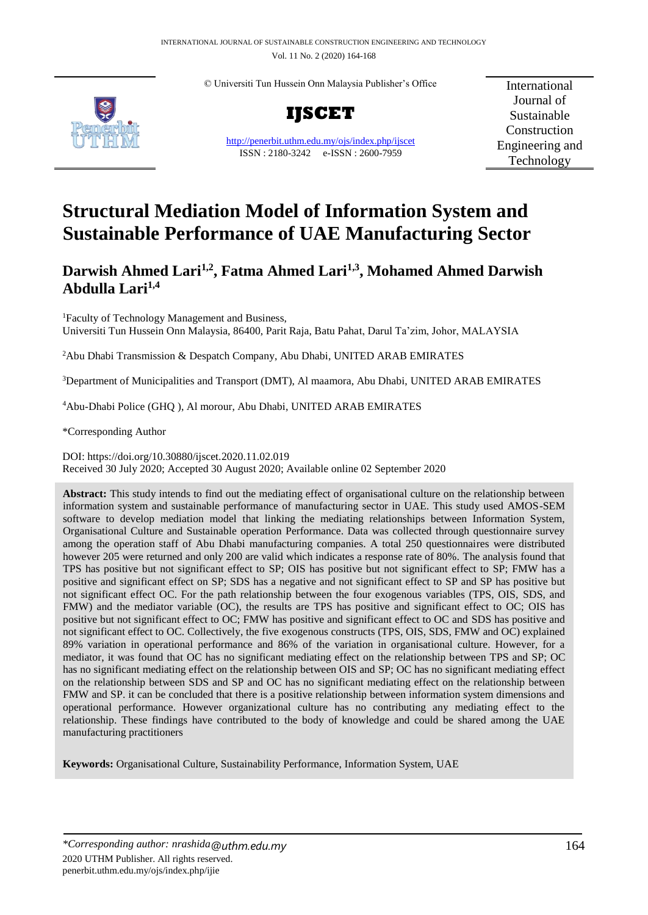© Universiti Tun Hussein Onn Malaysia Publisher's Office

**IJSCET**

http://penerbit.uthm.edu.my/ojs/index.php/ijscet

ISSN : 2180-3242 e-ISSN : 2600-7959

International Journal of Sustainable Construction Engineering and Technology

# Structural Mediation Model of Information System and Sustainable Performance of UAE Manufacturing Sector

## Darwish Ahmed Lari[1,2], Fatma Ahmed Lari[1,3], Mohamed Ahmed Darwish Abdulla Lari[1,4]

[1]Faculty of Technology Management and Business, Universiti Tun Hussein Onn Malaysia, 86400, Parit Raja, Batu Pahat, Darul Ta'zim, Johor, MALAYSIA

[2]Abu Dhabi Transmission & Despatch Company, Abu Dhabi, UNITED ARAB EMIRATES

[3]Department of Municipalities and Transport (DMT), Al maamora, Abu Dhabi, UNITED ARAB EMIRATES

[4]Abu-Dhabi Police (GHQ ), Al morour, Abu Dhabi, UNITED ARAB EMIRATES

*Corresponding Author

DOI: https://doi.org/10.30880/ijscet.2020.11.02.019

Received 30 July 2020; Accepted 30 August 2020; Available online 02 September 2020

**Abstract:** This study intends to find out the mediating effect of organisational culture on the relationship between information system and sustainable performance of manufacturing sector in UAE. This study used AMOS-SEM software to develop mediation model that linking the mediating relationships between Information System, Organisational Culture and Sustainable operation Performance. Data was collected through questionnaire survey among the operation staff of Abu Dhabi manufacturing companies. A total 250 questionnaires were distributed however 205 were returned and only 200 are valid which indicates a response rate of 80%. The analysis found that TPS has positive but not significant effect to SP; OIS has positive but not significant effect to SP; FMW has a positive and significant effect on SP; SDS has a negative and not significant effect to SP and SP has positive but not significant effect OC. For the path relationship between the four exogenous variables (TPS, OIS, SDS, and FMW) and the mediator variable (OC), the results are TPS has positive and significant effect to OC; OIS has positive but not significant effect to OC; FMW has positive and significant effect to OC and SDS has positive and not significant effect to OC. Collectively, the five exogenous constructs (TPS, OIS, SDS, FMW and OC) explained 89% variation in operational performance and 86% of the variation in organisational culture. However, for a mediator, it was found that OC has no significant mediating effect on the relationship between TPS and SP; OC has no significant mediating effect on the relationship between OIS and SP; OC has no significant mediating effect on the relationship between SDS and SP and OC has no significant mediating effect on the relationship between FMW and SP. it can be concluded that there is a positive relationship between information system dimensions and operational performance. However organizational culture has no contributing any mediating effect to the relationship. These findings have contributed to the body of knowledge and could be shared among the UAE manufacturing practitioners

**Keywords:** Organisational Culture, Sustainability Performance, Information System, UAE

*\*Corresponding author: nrashida@uthm.edu.my*
2020 UTHM Publisher. All rights reserved.
penerbit.uthm.edu.my/ojs/index.php/ijie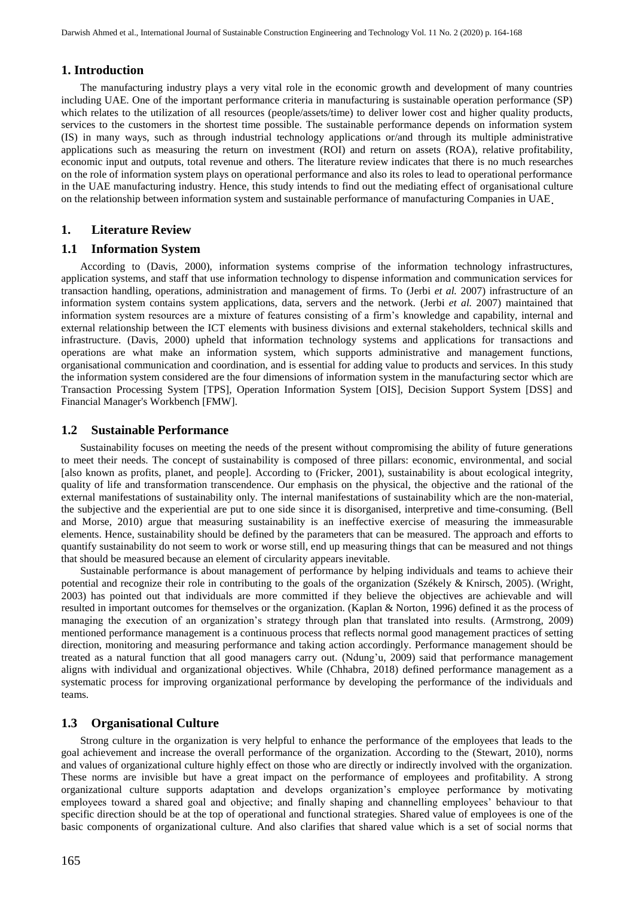## 1. Introduction

The manufacturing industry plays a very vital role in the economic growth and development of many countries including UAE. One of the important performance criteria in manufacturing is sustainable operation performance (SP) which relates to the utilization of all resources (people/assets/time) to deliver lower cost and higher quality products, services to the customers in the shortest time possible. The sustainable performance depends on information system (IS) in many ways, such as through industrial technology applications or/and through its multiple administrative applications such as measuring the return on investment (ROI) and return on assets (ROA), relative profitability, economic input and outputs, total revenue and others. The literature review indicates that there is no much researches on the role of information system plays on operational performance and also its roles to lead to operational performance in the UAE manufacturing industry. Hence, this study intends to find out the mediating effect of organisational culture on the relationship between information system and sustainable performance of manufacturing Companies in UAE.

## 1. Literature Review

### 1.1 Information System

According to (Davis, 2000), information systems comprise of the information technology infrastructures, application systems, and staff that use information technology to dispense information and communication services for transaction handling, operations, administration and management of firms. To (Jerbi *et al.* 2007) infrastructure of an information system contains system applications, data, servers and the network. (Jerbi *et al.* 2007) maintained that information system resources are a mixture of features consisting of a firm's knowledge and capability, internal and external relationship between the ICT elements with business divisions and external stakeholders, technical skills and infrastructure. (Davis, 2000) upheld that information technology systems and applications for transactions and operations are what make an information system, which supports administrative and management functions, organisational communication and coordination, and is essential for adding value to products and services. In this study the information system considered are the four dimensions of information system in the manufacturing sector which are Transaction Processing System [TPS], Operation Information System [OIS], Decision Support System [DSS] and Financial Manager's Workbench [FMW].

### 1.2 Sustainable Performance

Sustainability focuses on meeting the needs of the present without compromising the ability of future generations to meet their needs. The concept of sustainability is composed of three pillars: economic, environmental, and social [also known as profits, planet, and people]. According to (Fricker, 2001), sustainability is about ecological integrity, quality of life and transformation transcendence. Our emphasis on the physical, the objective and the rational of the external manifestations of sustainability only. The internal manifestations of sustainability which are the non-material, the subjective and the experiential are put to one side since it is disorganised, interpretive and time-consuming. (Bell and Morse, 2010) argue that measuring sustainability is an ineffective exercise of measuring the immeasurable elements. Hence, sustainability should be defined by the parameters that can be measured. The approach and efforts to quantify sustainability do not seem to work or worse still, end up measuring things that can be measured and not things that should be measured because an element of circularity appears inevitable.

Sustainable performance is about management of performance by helping individuals and teams to achieve their potential and recognize their role in contributing to the goals of the organization (Székely & Knirsch, 2005). (Wright, 2003) has pointed out that individuals are more committed if they believe the objectives are achievable and will resulted in important outcomes for themselves or the organization. (Kaplan & Norton, 1996) defined it as the process of managing the execution of an organization's strategy through plan that translated into results. (Armstrong, 2009) mentioned performance management is a continuous process that reflects normal good management practices of setting direction, monitoring and measuring performance and taking action accordingly. Performance management should be treated as a natural function that all good managers carry out. (Ndung'u, 2009) said that performance management aligns with individual and organizational objectives. While (Chhabra, 2018) defined performance management as a systematic process for improving organizational performance by developing the performance of the individuals and teams.

### 1.3 Organisational Culture

Strong culture in the organization is very helpful to enhance the performance of the employees that leads to the goal achievement and increase the overall performance of the organization. According to the (Stewart, 2010), norms and values of organizational culture highly effect on those who are directly or indirectly involved with the organization. These norms are invisible but have a great impact on the performance of employees and profitability. A strong organizational culture supports adaptation and develops organization's employee performance by motivating employees toward a shared goal and objective; and finally shaping and channelling employees' behaviour to that specific direction should be at the top of operational and functional strategies. Shared value of employees is one of the basic components of organizational culture. And also clarifies that shared value which is a set of social norms that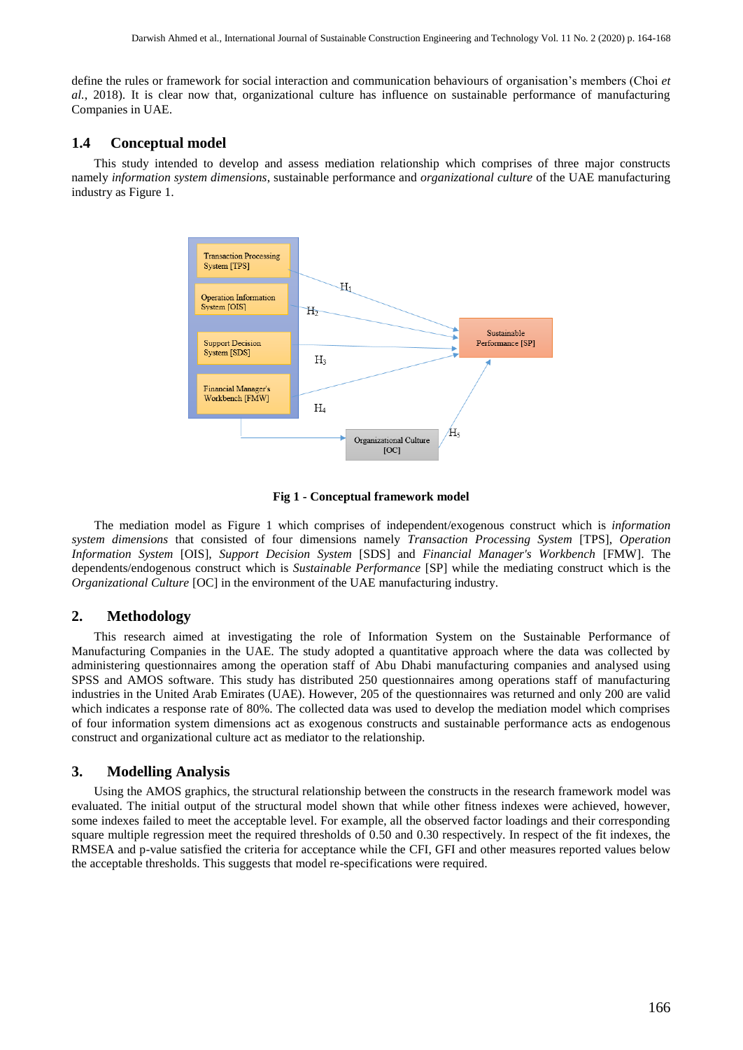define the rules or framework for social interaction and communication behaviours of organisation's members (Choi *et al.*, 2018). It is clear now that, organizational culture has influence on sustainable performance of manufacturing Companies in UAE.

## 1.4 Conceptual model

This study intended to develop and assess mediation relationship which comprises of three major constructs namely *information system dimensions*, sustainable performance and *organizational culture* of the UAE manufacturing industry as Figure 1.

**Fig 1 - Conceptual framework model**

The mediation model as Figure 1 which comprises of independent/exogenous construct which is *information system dimensions* that consisted of four dimensions namely *Transaction Processing System* [TPS], *Operation Information System* [OIS], *Support Decision System* [SDS] and *Financial Manager's Workbench* [FMW]. The dependents/endogenous construct which is *Sustainable Performance* [SP] while the mediating construct which is the *Organizational Culture* [OC] in the environment of the UAE manufacturing industry.

## 2. Methodology

This research aimed at investigating the role of Information System on the Sustainable Performance of Manufacturing Companies in the UAE. The study adopted a quantitative approach where the data was collected by administering questionnaires among the operation staff of Abu Dhabi manufacturing companies and analysed using SPSS and AMOS software. This study has distributed 250 questionnaires among operations staff of manufacturing industries in the United Arab Emirates (UAE). However, 205 of the questionnaires was returned and only 200 are valid which indicates a response rate of 80%. The collected data was used to develop the mediation model which comprises of four information system dimensions act as exogenous constructs and sustainable performance acts as endogenous construct and organizational culture act as mediator to the relationship.

## 3. Modelling Analysis

Using the AMOS graphics, the structural relationship between the constructs in the research framework model was evaluated. The initial output of the structural model shown that while other fitness indexes were achieved, however, some indexes failed to meet the acceptable level. For example, all the observed factor loadings and their corresponding square multiple regression meet the required thresholds of 0.50 and 0.30 respectively. In respect of the fit indexes, the RMSEA and p-value satisfied the criteria for acceptance while the CFI, GFI and other measures reported values below the acceptable thresholds. This suggests that model re-specifications were required.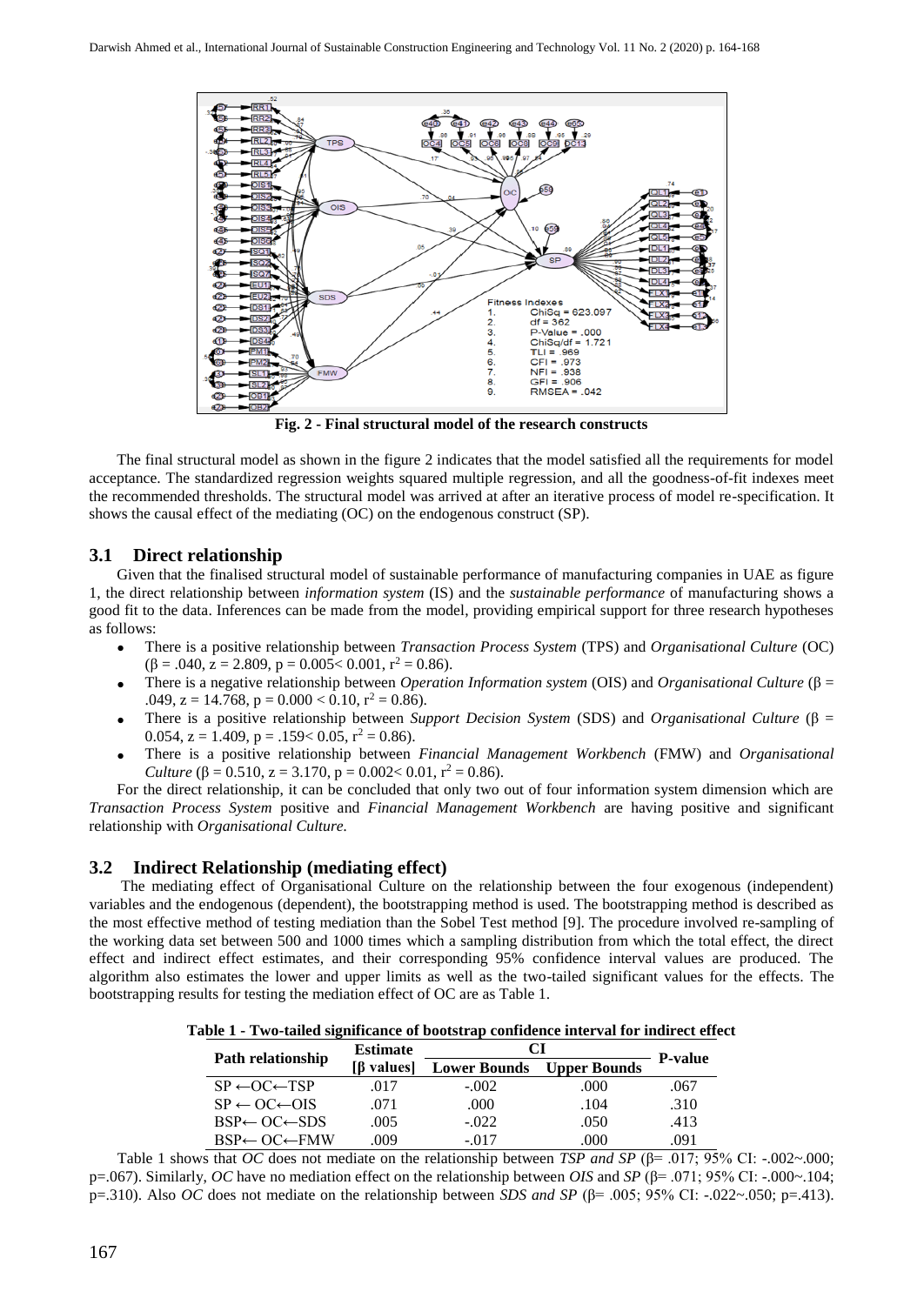Fig. 2 - Final structural model of the research constructs

The final structural model as shown in the figure 2 indicates that the model satisfied all the requirements for model acceptance. The standardized regression weights squared multiple regression, and all the goodness-of-fit indexes meet the recommended thresholds. The structural model was arrived at after an iterative process of model re-specification. It shows the causal effect of the mediating (OC) on the endogenous construct (SP).

## 3.1 Direct relationship

Given that the finalised structural model of sustainable performance of manufacturing companies in UAE as figure 1, the direct relationship between *information system* (IS) and the *sustainable performance* of manufacturing shows a good fit to the data. Inferences can be made from the model, providing empirical support for three research hypotheses as follows:

- There is a positive relationship between *Transaction Process System* (TPS) and *Organisational Culture* (OC) ($\beta$ = .040, z = 2.809, p = 0.005< 0.001, $r^2$ = 0.86).
- There is a negative relationship between *Operation Information system* (OIS) and *Organisational Culture* ($\beta$ = .049, z = 14.768, p = 0.000 < 0.10, $r^2$ = 0.86).
- There is a positive relationship between *Support Decision System* (SDS) and *Organisational Culture* ($\beta$ = 0.054, z = 1.409, p = .159< 0.05, $r^2$ = 0.86).
- There is a positive relationship between *Financial Management Workbench* (FMW) and *Organisational Culture* ($\beta$ = 0.510, z = 3.170, p = 0.002< 0.01, $r^2$ = 0.86).

For the direct relationship, it can be concluded that only two out of four information system dimension which are *Transaction Process System* positive and *Financial Management Workbench* are having positive and significant relationship with *Organisational Culture.*

## 3.2 Indirect Relationship (mediating effect)

The mediating effect of Organisational Culture on the relationship between the four exogenous (independent) variables and the endogenous (dependent), the bootstrapping method is used. The bootstrapping method is described as the most effective method of testing mediation than the Sobel Test method [9]. The procedure involved re-sampling of the working data set between 500 and 1000 times which a sampling distribution from which the total effect, the direct effect and indirect effect estimates, and their corresponding 95% confidence interval values are produced. The algorithm also estimates the lower and upper limits as well as the two-tailed significant values for the effects. The bootstrapping results for testing the mediation effect of OC are as Table 1.

**Table 1 - Two-tailed significance of bootstrap confidence interval for indirect effect**

| Path relationship | Estimate [β values] | CI | | P-value |
|---|---|---|---|---|
| | | Lower Bounds | Upper Bounds | |
| SP ←OC←TSP | .017 | -.002 | .000 | .067 |
| SP ← OC←OIS | .071 | .000 | .104 | .310 |
| BSP← OC←SDS | .005 | -.022 | .050 | .413 |
| BSP← OC←FMW | .009 | -.017 | .000 | .091 |

Table 1 shows that *OC* does not mediate on the relationship between *TSP and SP* (β= .017; 95% CI: -.002~.000; p=.067). Similarly, *OC* have no mediation effect on the relationship between *OIS* and *SP* (β= .071; 95% CI: -.000~.104; p=.310). Also *OC* does not mediate on the relationship between *SDS and SP* (β= .005; 95% CI: -.022~.050; p=.413).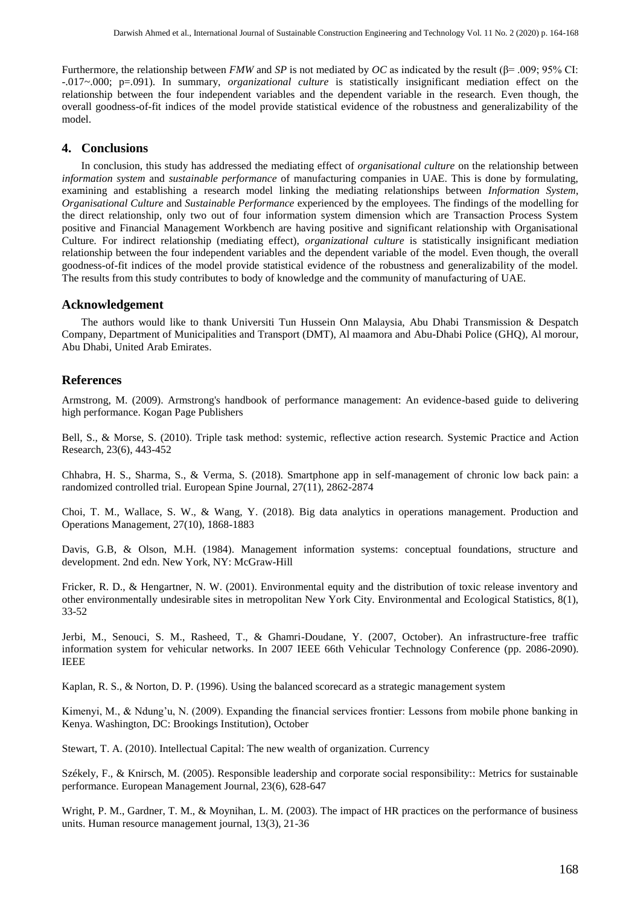Furthermore, the relationship between *FMW* and *SP* is not mediated by *OC* as indicated by the result (β= .009; 95% CI: -.017~.000; p=.091). In summary, *organizational culture* is statistically insignificant mediation effect on the relationship between the four independent variables and the dependent variable in the research. Even though, the overall goodness-of-fit indices of the model provide statistical evidence of the robustness and generalizability of the model.

## 4. Conclusions

In conclusion, this study has addressed the mediating effect of *organisational culture* on the relationship between *information system* and *sustainable performance* of manufacturing companies in UAE. This is done by formulating, examining and establishing a research model linking the mediating relationships between *Information System*, *Organisational Culture* and *Sustainable Performance* experienced by the employees. The findings of the modelling for the direct relationship, only two out of four information system dimension which are Transaction Process System positive and Financial Management Workbench are having positive and significant relationship with Organisational Culture. For indirect relationship (mediating effect), *organizational culture* is statistically insignificant mediation relationship between the four independent variables and the dependent variable of the model. Even though, the overall goodness-of-fit indices of the model provide statistical evidence of the robustness and generalizability of the model. The results from this study contributes to body of knowledge and the community of manufacturing of UAE.

## Acknowledgement

The authors would like to thank Universiti Tun Hussein Onn Malaysia, Abu Dhabi Transmission & Despatch Company, Department of Municipalities and Transport (DMT), Al maamora and Abu-Dhabi Police (GHQ), Al morour, Abu Dhabi, United Arab Emirates.

## References

Armstrong, M. (2009). Armstrong's handbook of performance management: An evidence-based guide to delivering high performance. Kogan Page Publishers

Bell, S., & Morse, S. (2010). Triple task method: systemic, reflective action research. Systemic Practice and Action Research, 23(6), 443-452

Chhabra, H. S., Sharma, S., & Verma, S. (2018). Smartphone app in self-management of chronic low back pain: a randomized controlled trial. European Spine Journal, 27(11), 2862-2874

Choi, T. M., Wallace, S. W., & Wang, Y. (2018). Big data analytics in operations management. Production and Operations Management, 27(10), 1868-1883

Davis, G.B, & Olson, M.H. (1984). Management information systems: conceptual foundations, structure and development. 2nd edn. New York, NY: McGraw-Hill

Fricker, R. D., & Hengartner, N. W. (2001). Environmental equity and the distribution of toxic release inventory and other environmentally undesirable sites in metropolitan New York City. Environmental and Ecological Statistics, 8(1), 33-52

Jerbi, M., Senouci, S. M., Rasheed, T., & Ghamri-Doudane, Y. (2007, October). An infrastructure-free traffic information system for vehicular networks. In 2007 IEEE 66th Vehicular Technology Conference (pp. 2086-2090). IEEE

Kaplan, R. S., & Norton, D. P. (1996). Using the balanced scorecard as a strategic management system

Kimenyi, M., & Ndung'u, N. (2009). Expanding the financial services frontier: Lessons from mobile phone banking in Kenya. Washington, DC: Brookings Institution), October

Stewart, T. A. (2010). Intellectual Capital: The new wealth of organization. Currency

Székely, F., & Knirsch, M. (2005). Responsible leadership and corporate social responsibility:: Metrics for sustainable performance. European Management Journal, 23(6), 628-647

Wright, P. M., Gardner, T. M., & Moynihan, L. M. (2003). The impact of HR practices on the performance of business units. Human resource management journal, 13(3), 21-36